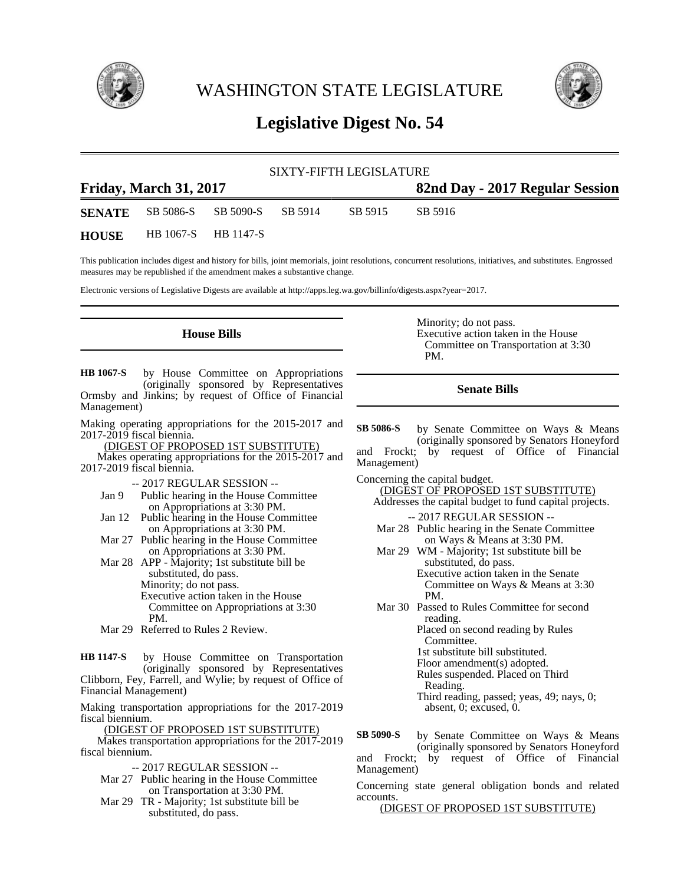# WASHINGTON STATE LEGISLATURE

## Legislative Digest No. 54

SIXTY-FIFTH LEGISLATURE

**Friday, March 31, 2017** **82nd Day - 2017 Regular Session**

**SENATE** SB 5086-S SB 5090-S SB 5914 SB 5915 SB 5916

**HOUSE** HB 1067-S HB 1147-S

This publication includes digest and history for bills, joint memorials, joint resolutions, concurrent resolutions, initiatives, and substitutes. Engrossed measures may be republished if the amendment makes a substantive change.

Electronic versions of Legislative Digests are available at http://apps.leg.wa.gov/billinfo/digests.aspx?year=2017.

### House Bills

**HB 1067-S** by House Committee on Appropriations (originally sponsored by Representatives Ormsby and Jinkins; by request of Office of Financial Management)

Making operating appropriations for the 2015-2017 and 2017-2019 fiscal biennia.

(DIGEST OF PROPOSED 1ST SUBSTITUTE)

Makes operating appropriations for the 2015-2017 and 2017-2019 fiscal biennia.

-- 2017 REGULAR SESSION --

Jan 9 Public hearing in the House Committee on Appropriations at 3:30 PM.

Jan 12 Public hearing in the House Committee on Appropriations at 3:30 PM.

Mar 27 Public hearing in the House Committee on Appropriations at 3:30 PM.

Mar 28 APP - Majority; 1st substitute bill be substituted, do pass.
Minority; do not pass.
Executive action taken in the House Committee on Appropriations at 3:30 PM.

Mar 29 Referred to Rules 2 Review.

**HB 1147-S** by House Committee on Transportation (originally sponsored by Representatives Clibborn, Fey, Farrell, and Wylie; by request of Office of Financial Management)

Making transportation appropriations for the 2017-2019 fiscal biennium.

(DIGEST OF PROPOSED 1ST SUBSTITUTE)

Makes transportation appropriations for the 2017-2019 fiscal biennium.

-- 2017 REGULAR SESSION --

Mar 27 Public hearing in the House Committee on Transportation at 3:30 PM.

Mar 29 TR - Majority; 1st substitute bill be substituted, do pass.
Minority; do not pass.
Executive action taken in the House Committee on Transportation at 3:30 PM.

### Senate Bills

**SB 5086-S** by Senate Committee on Ways & Means (originally sponsored by Senators Honeyford and Frockt; by request of Office of Financial Management)

Concerning the capital budget.

(DIGEST OF PROPOSED 1ST SUBSTITUTE)

Addresses the capital budget to fund capital projects.

-- 2017 REGULAR SESSION --

Mar 28 Public hearing in the Senate Committee on Ways & Means at 3:30 PM.

Mar 29 WM - Majority; 1st substitute bill be substituted, do pass.
Executive action taken in the Senate Committee on Ways & Means at 3:30 PM.

Mar 30 Passed to Rules Committee for second reading.
Placed on second reading by Rules Committee.
1st substitute bill substituted.
Floor amendment(s) adopted.
Rules suspended. Placed on Third Reading.
Third reading, passed; yeas, 49; nays, 0; absent, 0; excused, 0.

**SB 5090-S** by Senate Committee on Ways & Means (originally sponsored by Senators Honeyford and Frockt; by request of Office of Financial Management)

Concerning state general obligation bonds and related accounts.

(DIGEST OF PROPOSED 1ST SUBSTITUTE)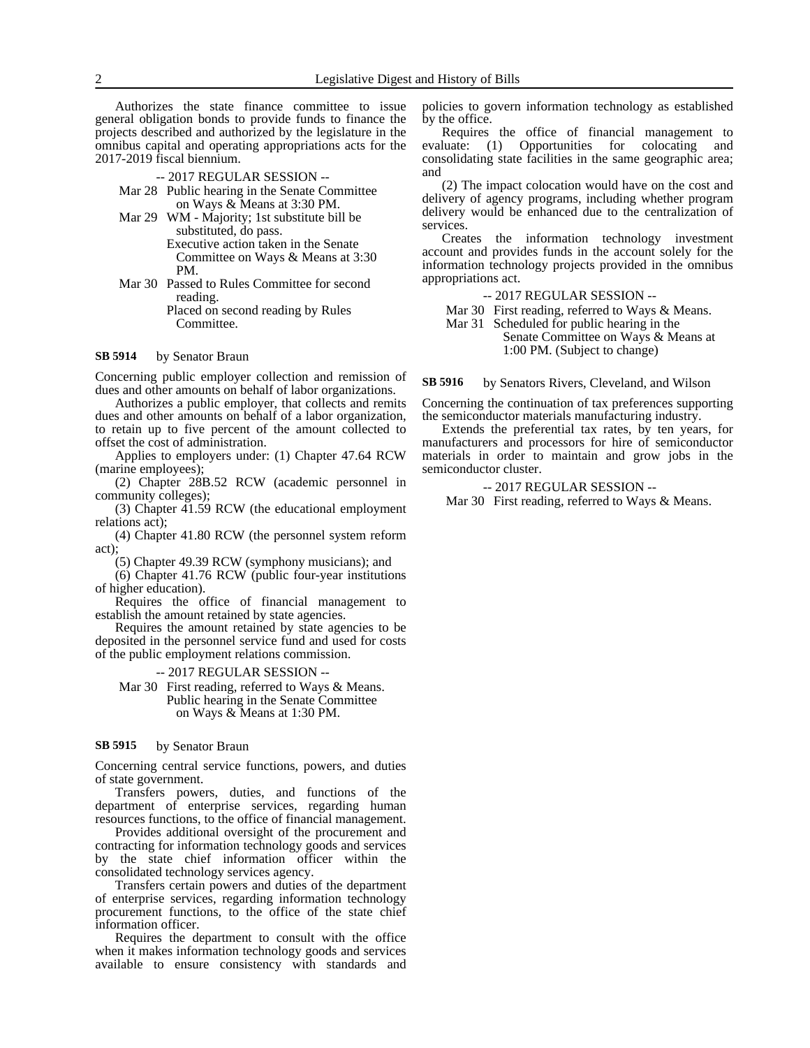Authorizes the state finance committee to issue general obligation bonds to provide funds to finance the projects described and authorized by the legislature in the omnibus capital and operating appropriations acts for the 2017-2019 fiscal biennium.

-- 2017 REGULAR SESSION --

Mar 28 Public hearing in the Senate Committee on Ways & Means at 3:30 PM.

Mar 29 WM - Majority; 1st substitute bill be substituted, do pass.
Executive action taken in the Senate Committee on Ways & Means at 3:30 PM.

Mar 30 Passed to Rules Committee for second reading.
Placed on second reading by Rules Committee.

**SB 5914** by Senator Braun

Concerning public employer collection and remission of dues and other amounts on behalf of labor organizations.

Authorizes a public employer, that collects and remits dues and other amounts on behalf of a labor organization, to retain up to five percent of the amount collected to offset the cost of administration.

Applies to employers under: (1) Chapter 47.64 RCW (marine employees);

(2) Chapter 28B.52 RCW (academic personnel in community colleges);

(3) Chapter 41.59 RCW (the educational employment relations act);

(4) Chapter 41.80 RCW (the personnel system reform act);

(5) Chapter 49.39 RCW (symphony musicians); and

(6) Chapter 41.76 RCW (public four-year institutions of higher education).

Requires the office of financial management to establish the amount retained by state agencies.

Requires the amount retained by state agencies to be deposited in the personnel service fund and used for costs of the public employment relations commission.

-- 2017 REGULAR SESSION --

Mar 30 First reading, referred to Ways & Means.
Public hearing in the Senate Committee on Ways & Means at 1:30 PM.

**SB 5915** by Senator Braun

Concerning central service functions, powers, and duties of state government.

Transfers powers, duties, and functions of the department of enterprise services, regarding human resources functions, to the office of financial management.

Provides additional oversight of the procurement and contracting for information technology goods and services by the state chief information officer within the consolidated technology services agency.

Transfers certain powers and duties of the department of enterprise services, regarding information technology procurement functions, to the office of the state chief information officer.

Requires the department to consult with the office when it makes information technology goods and services available to ensure consistency with standards and policies to govern information technology as established by the office.

Requires the office of financial management to evaluate: (1) Opportunities for colocating and consolidating state facilities in the same geographic area; and

(2) The impact colocation would have on the cost and delivery of agency programs, including whether program delivery would be enhanced due to the centralization of services.

Creates the information technology investment account and provides funds in the account solely for the information technology projects provided in the omnibus appropriations act.

-- 2017 REGULAR SESSION --

Mar 30 First reading, referred to Ways & Means.

Mar 31 Scheduled for public hearing in the Senate Committee on Ways & Means at 1:00 PM. (Subject to change)

**SB 5916** by Senators Rivers, Cleveland, and Wilson

Concerning the continuation of tax preferences supporting the semiconductor materials manufacturing industry.

Extends the preferential tax rates, by ten years, for manufacturers and processors for hire of semiconductor materials in order to maintain and grow jobs in the semiconductor cluster.

-- 2017 REGULAR SESSION --

Mar 30 First reading, referred to Ways & Means.